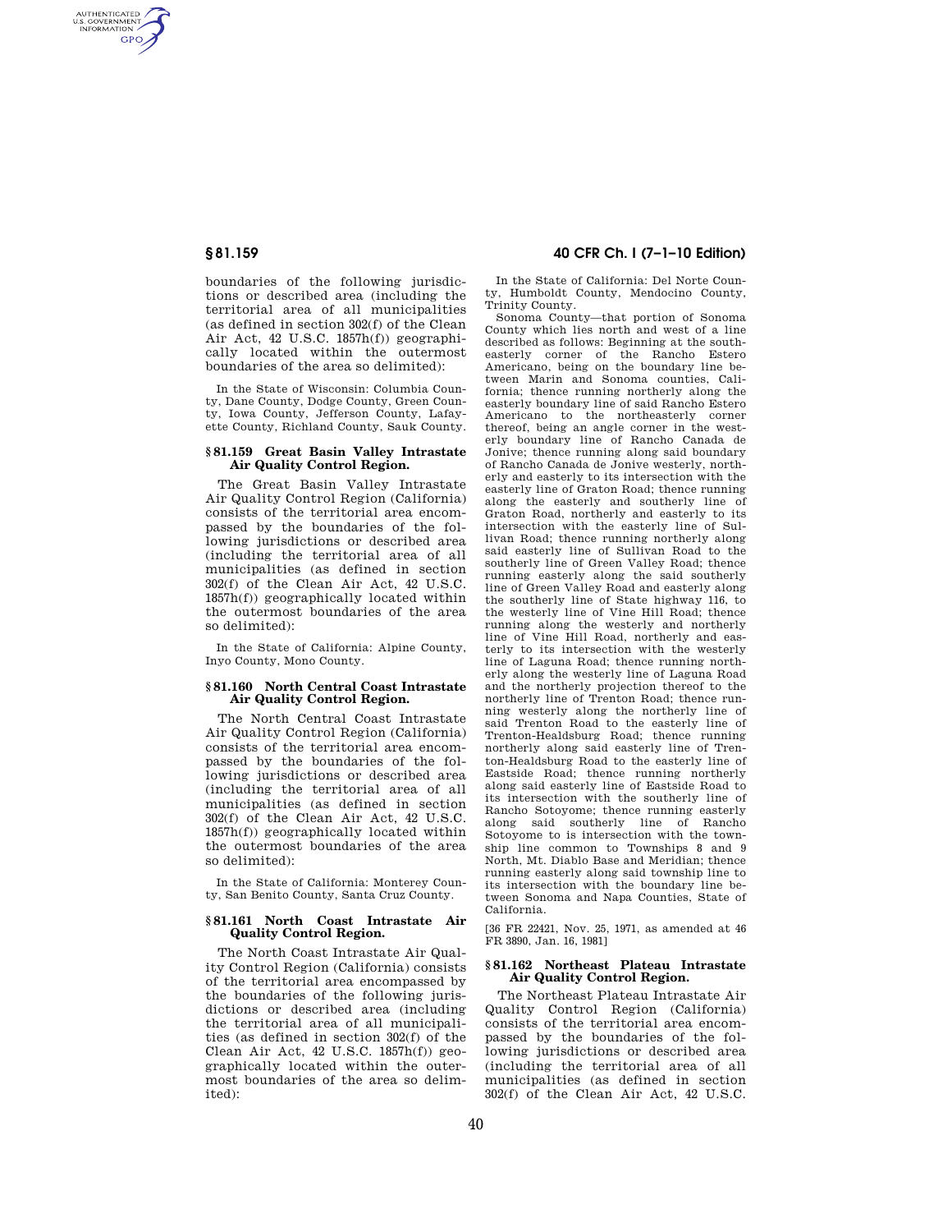boundaries of the following jurisdictions or described area (including the territorial area of all municipalities (as defined in section 302(f) of the Clean Air Act, 42 U.S.C. 1857h(f)) geographically located within the outermost boundaries of the area so delimited):

In the State of Wisconsin: Columbia County, Dane County, Dodge County, Green County, Iowa County, Jefferson County, Lafayette County, Richland County, Sauk County.

### § 81.159 Great Basin Valley Intrastate Air Quality Control Region.

The Great Basin Valley Intrastate Air Quality Control Region (California) consists of the territorial area encompassed by the boundaries of the following jurisdictions or described area (including the territorial area of all municipalities (as defined in section 302(f) of the Clean Air Act, 42 U.S.C. 1857h(f)) geographically located within the outermost boundaries of the area so delimited):

In the State of California: Alpine County, Inyo County, Mono County.

### § 81.160 North Central Coast Intrastate Air Quality Control Region.

The North Central Coast Intrastate Air Quality Control Region (California) consists of the territorial area encompassed by the boundaries of the following jurisdictions or described area (including the territorial area of all municipalities (as defined in section 302(f) of the Clean Air Act, 42 U.S.C. 1857h(f)) geographically located within the outermost boundaries of the area so delimited):

In the State of California: Monterey County, San Benito County, Santa Cruz County.

### § 81.161 North Coast Intrastate Air Quality Control Region.

The North Coast Intrastate Air Quality Control Region (California) consists of the territorial area encompassed by the boundaries of the following jurisdictions or described area (including the territorial area of all municipalities (as defined in section 302(f) of the Clean Air Act, 42 U.S.C. 1857h(f)) geographically located within the outermost boundaries of the area so delimited):

In the State of California: Del Norte County, Humboldt County, Mendocino County, Trinity County.

Sonoma County—that portion of Sonoma County which lies north and west of a line described as follows: Beginning at the southeasterly corner of the Rancho Estero Americano, being on the boundary line between Marin and Sonoma counties, California; thence running northerly along the easterly boundary line of said Rancho Estero Americano to the northeasterly corner thereof, being an angle corner in the westerly boundary line of Rancho Canada de Jonive; thence running along said boundary of Rancho Canada de Jonive westerly, northerly and easterly to its intersection with the easterly line of Graton Road; thence running along the easterly and southerly line of Graton Road, northerly and easterly to its intersection with the easterly line of Sullivan Road; thence running northerly along said easterly line of Sullivan Road to the southerly line of Green Valley Road; thence running easterly along the said southerly line of Green Valley Road and easterly along the southerly line of State highway 116, to the westerly line of Vine Hill Road; thence running along the westerly and northerly line of Vine Hill Road, northerly and easterly to its intersection with the westerly line of Laguna Road; thence running northerly along the westerly line of Laguna Road and the northerly projection thereof to the northerly line of Trenton Road; thence running westerly along the northerly line of said Trenton Road to the easterly line of Trenton-Healdsburg Road; thence running northerly along said easterly line of Trenton-Healdsburg Road to the easterly line of Eastside Road; thence running northerly along said easterly line of Eastside Road to its intersection with the southerly line of Rancho Sotoyome; thence running easterly along said southerly line of Rancho Sotoyome to is intersection with the township line common to Townships 8 and 9 North, Mt. Diablo Base and Meridian; thence running easterly along said township line to its intersection with the boundary line between Sonoma and Napa Counties, State of California.

[36 FR 22421, Nov. 25, 1971, as amended at 46 FR 3890, Jan. 16, 1981]

### § 81.162 Northeast Plateau Intrastate Air Quality Control Region.

The Northeast Plateau Intrastate Air Quality Control Region (California) consists of the territorial area encompassed by the boundaries of the following jurisdictions or described area (including the territorial area of all municipalities (as defined in section 302(f) of the Clean Air Act, 42 U.S.C.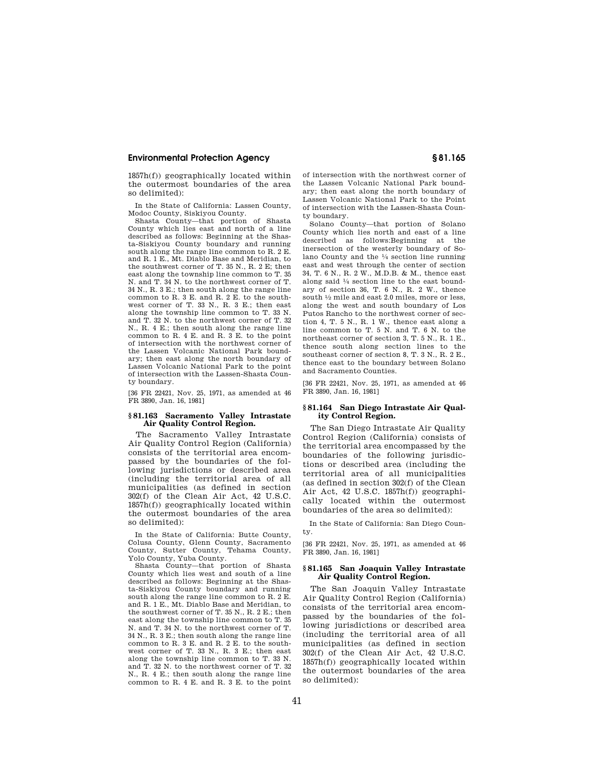1857h(f)) geographically located within the outermost boundaries of the area so delimited):

In the State of California: Lassen County, Modoc County, Siskiyou County.

Shasta County—that portion of Shasta County which lies east and north of a line described as follows: Beginning at the Shasta-Siskiyou County boundary and running south along the range line common to R. 2 E. and R. 1 E., Mt. Diablo Base and Meridian, to the southwest corner of T. 35 N., R. 2 E; then east along the township line common to T. 35 N. and T. 34 N. to the northwest corner of T. 34 N., R. 3 E.; then south along the range line common to R. 3 E. and R. 2 E. to the southwest corner of T. 33 N., R. 3 E.; then east along the township line common to T. 33 N. and T. 32 N. to the northwest corner of T. 32 N., R. 4 E.; then south along the range line common to R. 4 E. and R. 3 E. to the point of intersection with the northwest corner of the Lassen Volcanic National Park boundary; then east along the north boundary of Lassen Volcanic National Park to the point of intersection with the Lassen-Shasta County boundary.

[36 FR 22421, Nov. 25, 1971, as amended at 46 FR 3890, Jan. 16, 1981]

## § 81.163 Sacramento Valley Intrastate Air Quality Control Region.

The Sacramento Valley Intrastate Air Quality Control Region (California) consists of the territorial area encompassed by the boundaries of the following jurisdictions or described area (including the territorial area of all municipalities (as defined in section 302(f) of the Clean Air Act, 42 U.S.C. 1857h(f)) geographically located within the outermost boundaries of the area so delimited):

In the State of California: Butte County, Colusa County, Glenn County, Sacramento County, Sutter County, Tehama County, Yolo County, Yuba County.

Shasta County—that portion of Shasta County which lies west and south of a line described as follows: Beginning at the Shasta-Siskiyou County boundary and running south along the range line common to R. 2 E. and R. 1 E., Mt. Diablo Base and Meridian, to the southwest corner of T. 35 N., R. 2 E.; then east along the township line common to T. 35 N. and T. 34 N. to the northwest corner of T. 34 N., R. 3 E.; then south along the range line common to R. 3 E. and R. 2 E. to the southwest corner of T. 33 N., R. 3 E.; then east along the township line common to T. 33 N. and T. 32 N. to the northwest corner of T. 32 N., R. 4 E.; then south along the range line common to R. 4 E. and R. 3 E. to the point of intersection with the northwest corner of the Lassen Volcanic National Park boundary; then east along the north boundary of Lassen Volcanic National Park to the Point of intersection with the Lassen-Shasta County boundary.

Solano County—that portion of Solano County which lies north and east of a line described as follows:Beginning at the inersection of the westerly boundary of Solano County and the ¼ section line running east and west through the center of section 34, T. 6 N., R. 2 W., M.D.B. & M., thence east along said ¼ section line to the east boundary of section 36, T. 6 N., R. 2 W., thence south ½ mile and east 2.0 miles, more or less, along the west and south boundary of Los Putos Rancho to the northwest corner of section 4, T. 5 N., R. 1 W., thence east along a line common to T. 5 N. and T. 6 N. to the northeast corner of section 3, T. 5 N., R. 1 E., thence south along section lines to the southeast corner of section 8, T. 3 N., R. 2 E., thence east to the boundary between Solano and Sacramento Counties.

[36 FR 22421, Nov. 25, 1971, as amended at 46 FR 3890, Jan. 16, 1981]

## § 81.164 San Diego Intrastate Air Quality Control Region.

The San Diego Intrastate Air Quality Control Region (California) consists of the territorial area encompassed by the boundaries of the following jurisdictions or described area (including the territorial area of all municipalities (as defined in section 302(f) of the Clean Air Act, 42 U.S.C. 1857h(f)) geographically located within the outermost boundaries of the area so delimited):

In the State of California: San Diego County.

[36 FR 22421, Nov. 25, 1971, as amended at 46 FR 3890, Jan. 16, 1981]

## § 81.165 San Joaquin Valley Intrastate Air Quality Control Region.

The San Joaquin Valley Intrastate Air Quality Control Region (California) consists of the territorial area encompassed by the boundaries of the following jurisdictions or described area (including the territorial area of all municipalities (as defined in section 302(f) of the Clean Air Act, 42 U.S.C. 1857h(f)) geographically located within the outermost boundaries of the area so delimited):